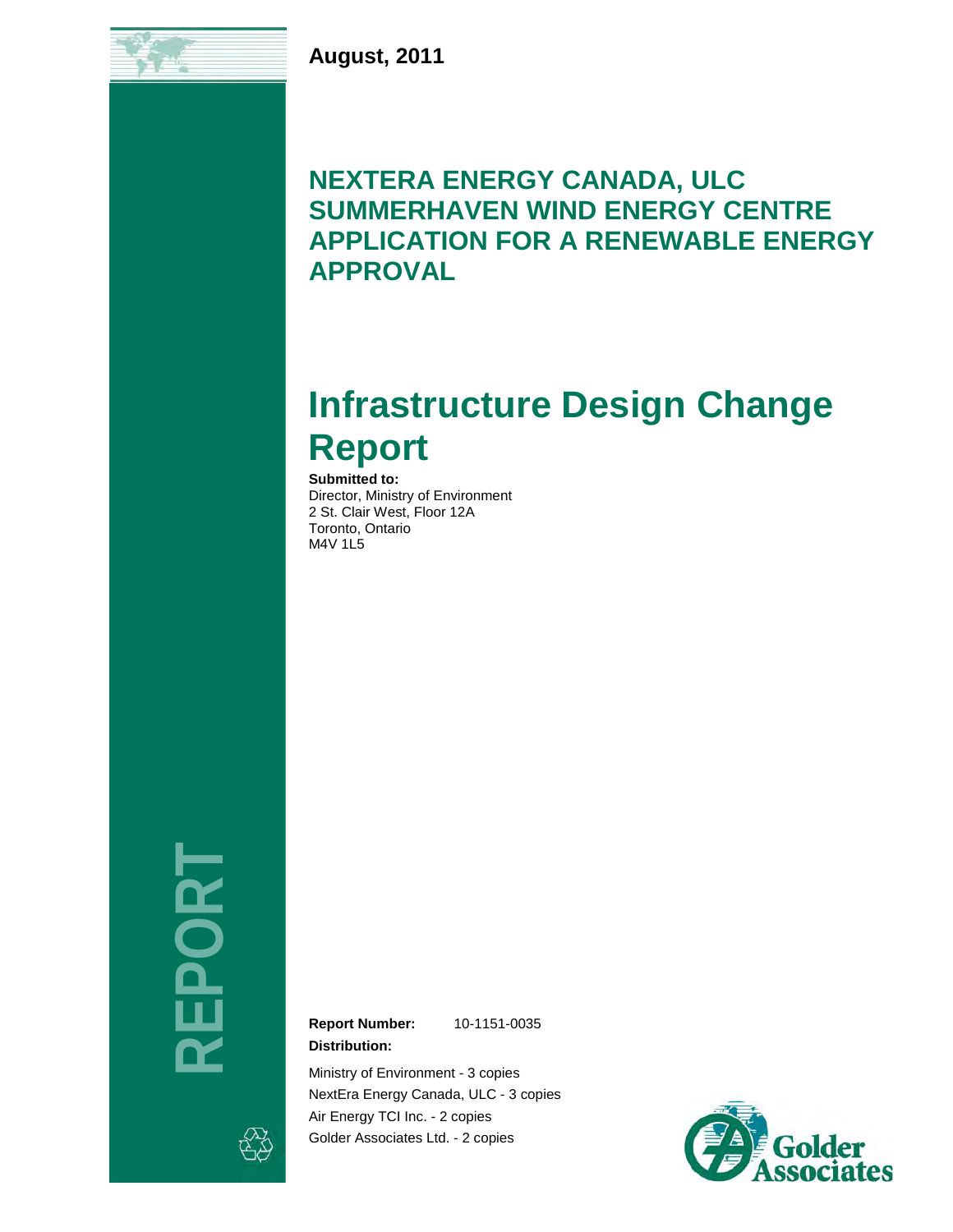**August, 2011**

# NEXTERA ENERGY CANADA, ULC SUMMERHAVEN WIND ENERGY CENTRE APPLICATION FOR A RENEWABLE ENERGY APPROVAL

# Infrastructure Design Change Report

**Submitted to:**
Director, Ministry of Environment
2 St. Clair West, Floor 12A
Toronto, Ontario
M4V 1L5

REPORT

**Report Number:** 10-1151-0035

**Distribution:**

Ministry of Environment - 3 copies
NextEra Energy Canada, ULC - 3 copies
Air Energy TCI Inc. - 2 copies
Golder Associates Ltd. - 2 copies

Golder Associates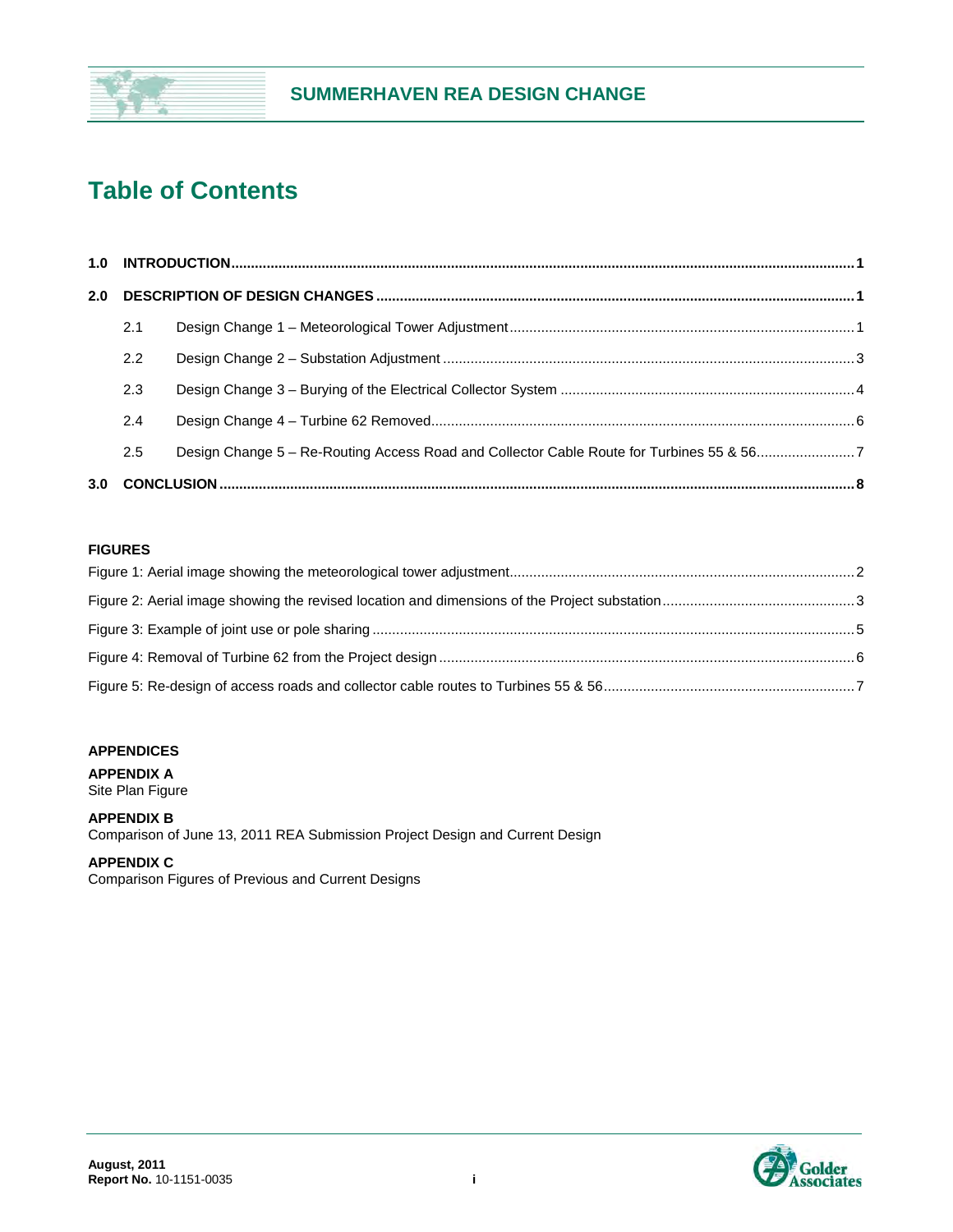# Table of Contents

| | | |
|---|---|---|
| **1.0** | **INTRODUCTION** | **1** |
| **2.0** | **DESCRIPTION OF DESIGN CHANGES** | **1** |
| 2.1 | Design Change 1 – Meteorological Tower Adjustment | 1 |
| 2.2 | Design Change 2 – Substation Adjustment | 3 |
| 2.3 | Design Change 3 – Burying of the Electrical Collector System | 4 |
| 2.4 | Design Change 4 – Turbine 62 Removed | 6 |
| 2.5 | Design Change 5 – Re-Routing Access Road and Collector Cable Route for Turbines 55 & 56 | 7 |
| **3.0** | **CONCLUSION** | **8** |

**FIGURES**

| | |
|---|---|
| Figure 1: Aerial image showing the meteorological tower adjustment | 2 |
| Figure 2: Aerial image showing the revised location and dimensions of the Project substation | 3 |
| Figure 3: Example of joint use or pole sharing | 5 |
| Figure 4: Removal of Turbine 62 from the Project design | 6 |
| Figure 5: Re-design of access roads and collector cable routes to Turbines 55 & 56 | 7 |

**APPENDICES**

**APPENDIX A**
Site Plan Figure

**APPENDIX B**
Comparison of June 13, 2011 REA Submission Project Design and Current Design

**APPENDIX C**
Comparison Figures of Previous and Current Designs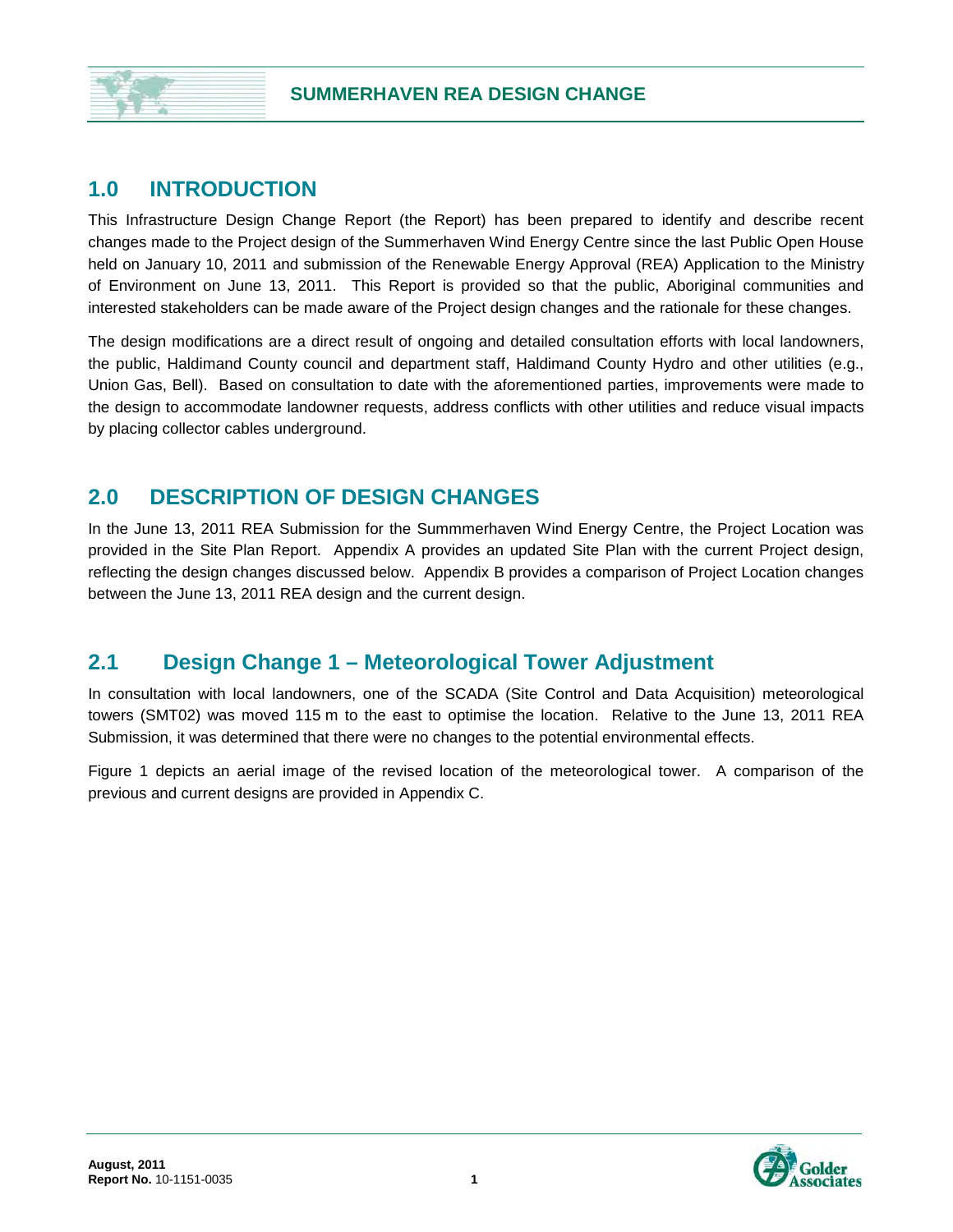# 1.0 INTRODUCTION

This Infrastructure Design Change Report (the Report) has been prepared to identify and describe recent changes made to the Project design of the Summerhaven Wind Energy Centre since the last Public Open House held on January 10, 2011 and submission of the Renewable Energy Approval (REA) Application to the Ministry of Environment on June 13, 2011. This Report is provided so that the public, Aboriginal communities and interested stakeholders can be made aware of the Project design changes and the rationale for these changes.

The design modifications are a direct result of ongoing and detailed consultation efforts with local landowners, the public, Haldimand County council and department staff, Haldimand County Hydro and other utilities (e.g., Union Gas, Bell). Based on consultation to date with the aforementioned parties, improvements were made to the design to accommodate landowner requests, address conflicts with other utilities and reduce visual impacts by placing collector cables underground.

# 2.0 DESCRIPTION OF DESIGN CHANGES

In the June 13, 2011 REA Submission for the Summmerhaven Wind Energy Centre, the Project Location was provided in the Site Plan Report. Appendix A provides an updated Site Plan with the current Project design, reflecting the design changes discussed below. Appendix B provides a comparison of Project Location changes between the June 13, 2011 REA design and the current design.

## 2.1 Design Change 1 – Meteorological Tower Adjustment

In consultation with local landowners, one of the SCADA (Site Control and Data Acquisition) meteorological towers (SMT02) was moved 115 m to the east to optimise the location. Relative to the June 13, 2011 REA Submission, it was determined that there were no changes to the potential environmental effects.

Figure 1 depicts an aerial image of the revised location of the meteorological tower. A comparison of the previous and current designs are provided in Appendix C.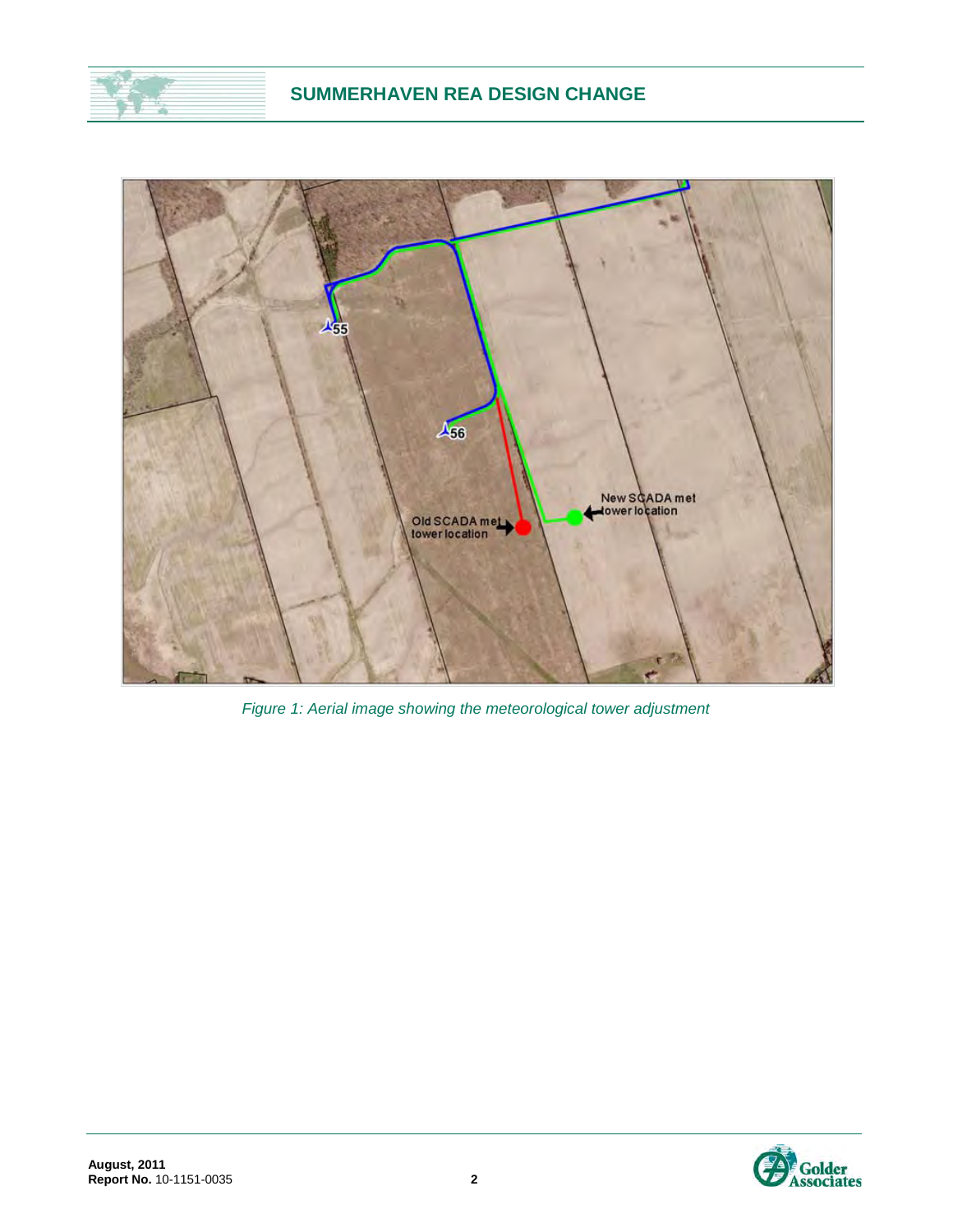*Figure 1: Aerial image showing the meteorological tower adjustment*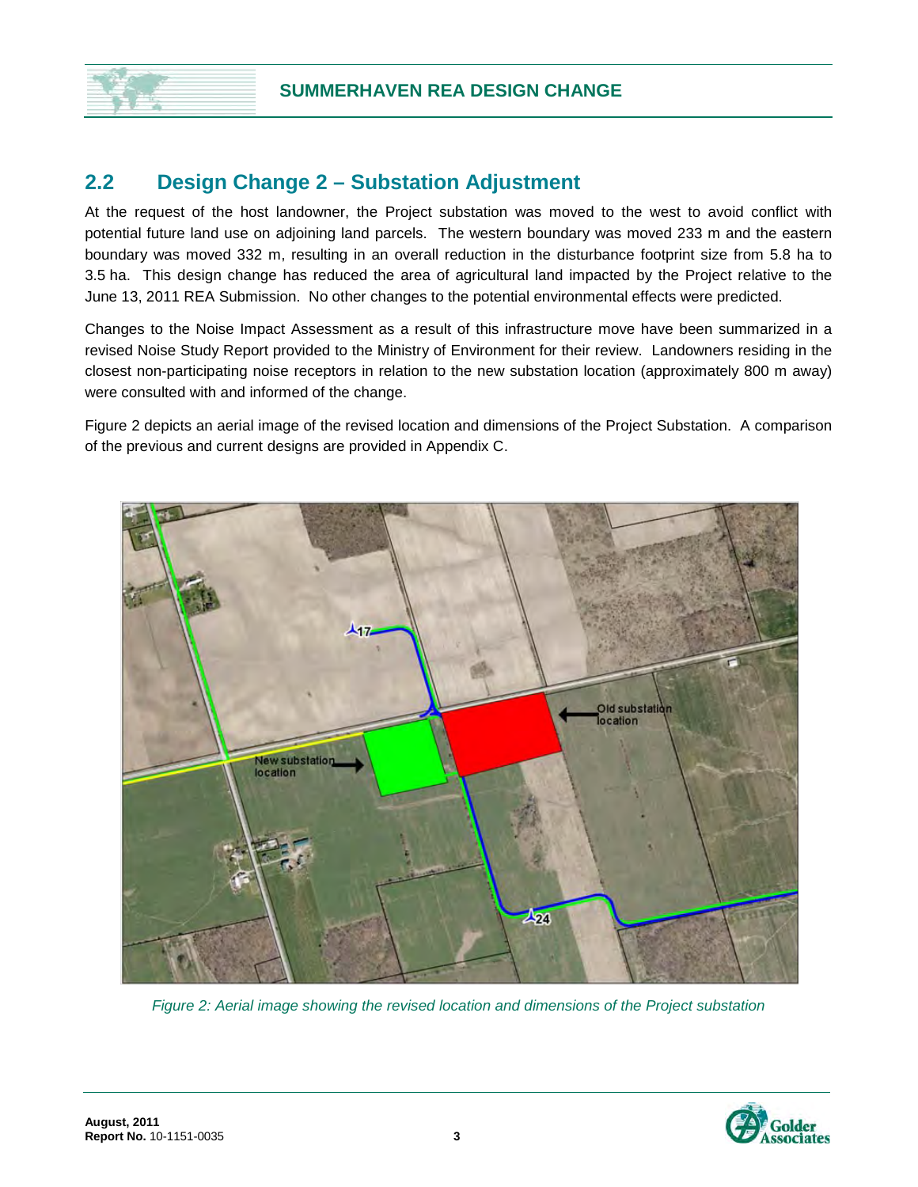## 2.2 Design Change 2 – Substation Adjustment

At the request of the host landowner, the Project substation was moved to the west to avoid conflict with potential future land use on adjoining land parcels. The western boundary was moved 233 m and the eastern boundary was moved 332 m, resulting in an overall reduction in the disturbance footprint size from 5.8 ha to 3.5 ha. This design change has reduced the area of agricultural land impacted by the Project relative to the June 13, 2011 REA Submission. No other changes to the potential environmental effects were predicted.

Changes to the Noise Impact Assessment as a result of this infrastructure move have been summarized in a revised Noise Study Report provided to the Ministry of Environment for their review. Landowners residing in the closest non-participating noise receptors in relation to the new substation location (approximately 800 m away) were consulted with and informed of the change.

Figure 2 depicts an aerial image of the revised location and dimensions of the Project Substation. A comparison of the previous and current designs are provided in Appendix C.

*Figure 2: Aerial image showing the revised location and dimensions of the Project substation*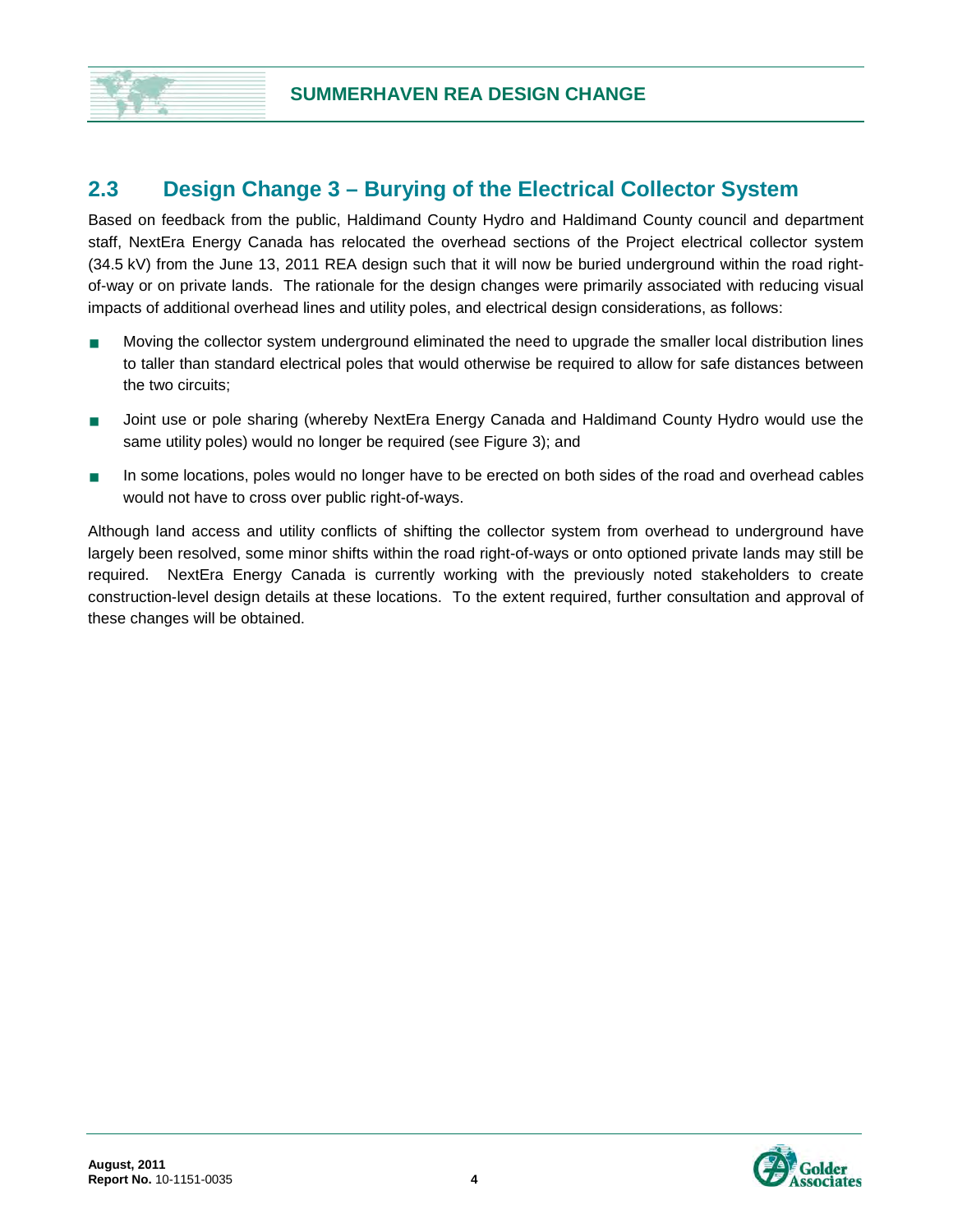## 2.3 Design Change 3 – Burying of the Electrical Collector System

Based on feedback from the public, Haldimand County Hydro and Haldimand County council and department staff, NextEra Energy Canada has relocated the overhead sections of the Project electrical collector system (34.5 kV) from the June 13, 2011 REA design such that it will now be buried underground within the road right-of-way or on private lands. The rationale for the design changes were primarily associated with reducing visual impacts of additional overhead lines and utility poles, and electrical design considerations, as follows:

- Moving the collector system underground eliminated the need to upgrade the smaller local distribution lines to taller than standard electrical poles that would otherwise be required to allow for safe distances between the two circuits;
- Joint use or pole sharing (whereby NextEra Energy Canada and Haldimand County Hydro would use the same utility poles) would no longer be required (see Figure 3); and
- In some locations, poles would no longer have to be erected on both sides of the road and overhead cables would not have to cross over public right-of-ways.

Although land access and utility conflicts of shifting the collector system from overhead to underground have largely been resolved, some minor shifts within the road right-of-ways or onto optioned private lands may still be required. NextEra Energy Canada is currently working with the previously noted stakeholders to create construction-level design details at these locations. To the extent required, further consultation and approval of these changes will be obtained.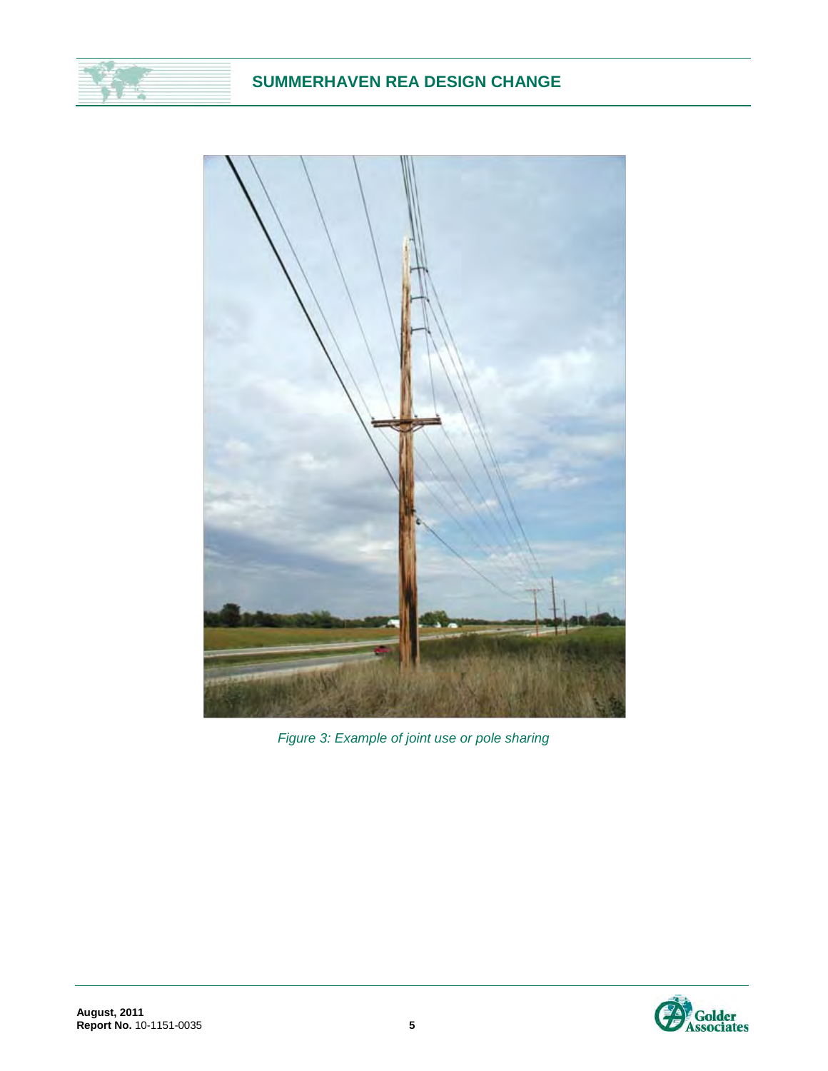*Figure 3: Example of joint use or pole sharing*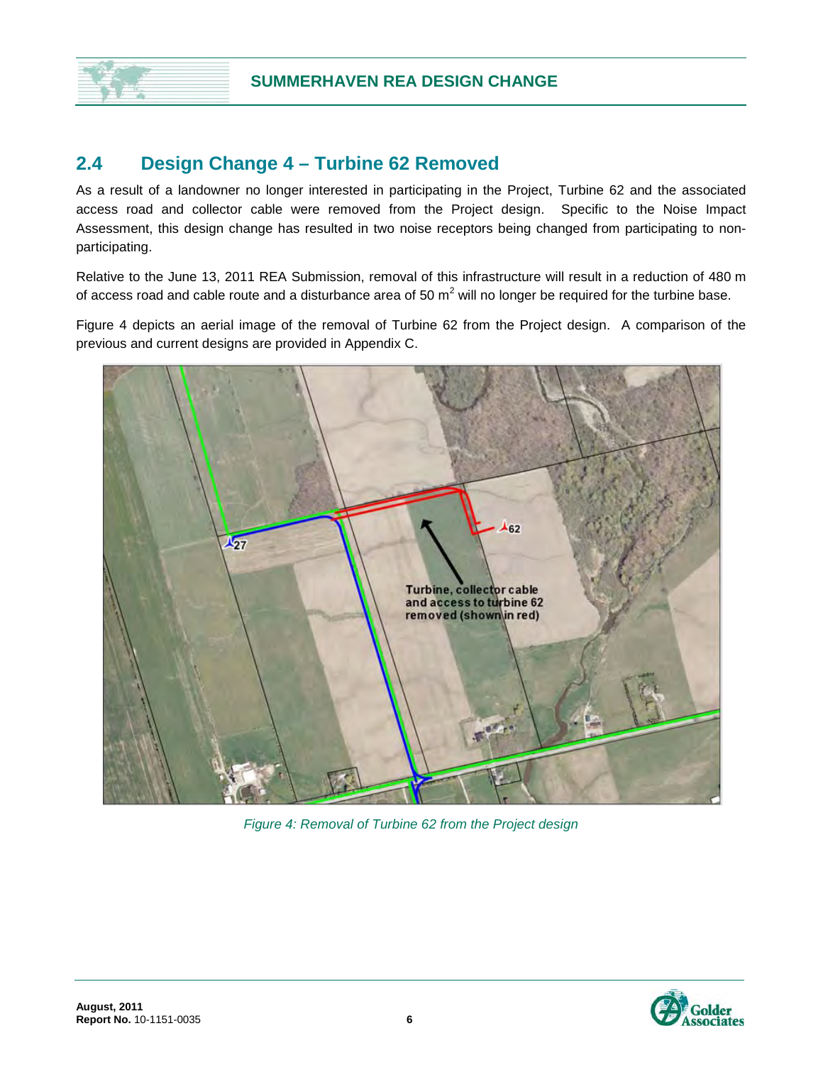## 2.4 Design Change 4 – Turbine 62 Removed

As a result of a landowner no longer interested in participating in the Project, Turbine 62 and the associated access road and collector cable were removed from the Project design. Specific to the Noise Impact Assessment, this design change has resulted in two noise receptors being changed from participating to non-participating.

Relative to the June 13, 2011 REA Submission, removal of this infrastructure will result in a reduction of 480 m of access road and cable route and a disturbance area of 50 $m^2$ will no longer be required for the turbine base.

Figure 4 depicts an aerial image of the removal of Turbine 62 from the Project design. A comparison of the previous and current designs are provided in Appendix C.

*Figure 4: Removal of Turbine 62 from the Project design*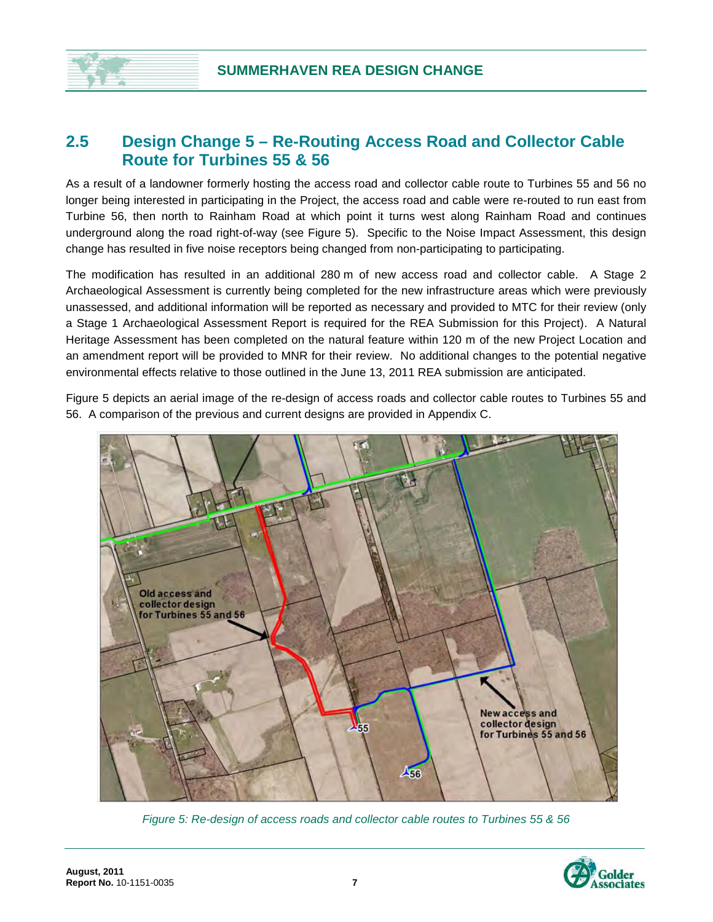## 2.5 Design Change 5 – Re-Routing Access Road and Collector Cable Route for Turbines 55 & 56

As a result of a landowner formerly hosting the access road and collector cable route to Turbines 55 and 56 no longer being interested in participating in the Project, the access road and cable were re-routed to run east from Turbine 56, then north to Rainham Road at which point it turns west along Rainham Road and continues underground along the road right-of-way (see Figure 5). Specific to the Noise Impact Assessment, this design change has resulted in five noise receptors being changed from non-participating to participating.

The modification has resulted in an additional 280 m of new access road and collector cable. A Stage 2 Archaeological Assessment is currently being completed for the new infrastructure areas which were previously unassessed, and additional information will be reported as necessary and provided to MTC for their review (only a Stage 1 Archaeological Assessment Report is required for the REA Submission for this Project). A Natural Heritage Assessment has been completed on the natural feature within 120 m of the new Project Location and an amendment report will be provided to MNR for their review. No additional changes to the potential negative environmental effects relative to those outlined in the June 13, 2011 REA submission are anticipated.

Figure 5 depicts an aerial image of the re-design of access roads and collector cable routes to Turbines 55 and 56. A comparison of the previous and current designs are provided in Appendix C.

*Figure 5: Re-design of access roads and collector cable routes to Turbines 55 & 56*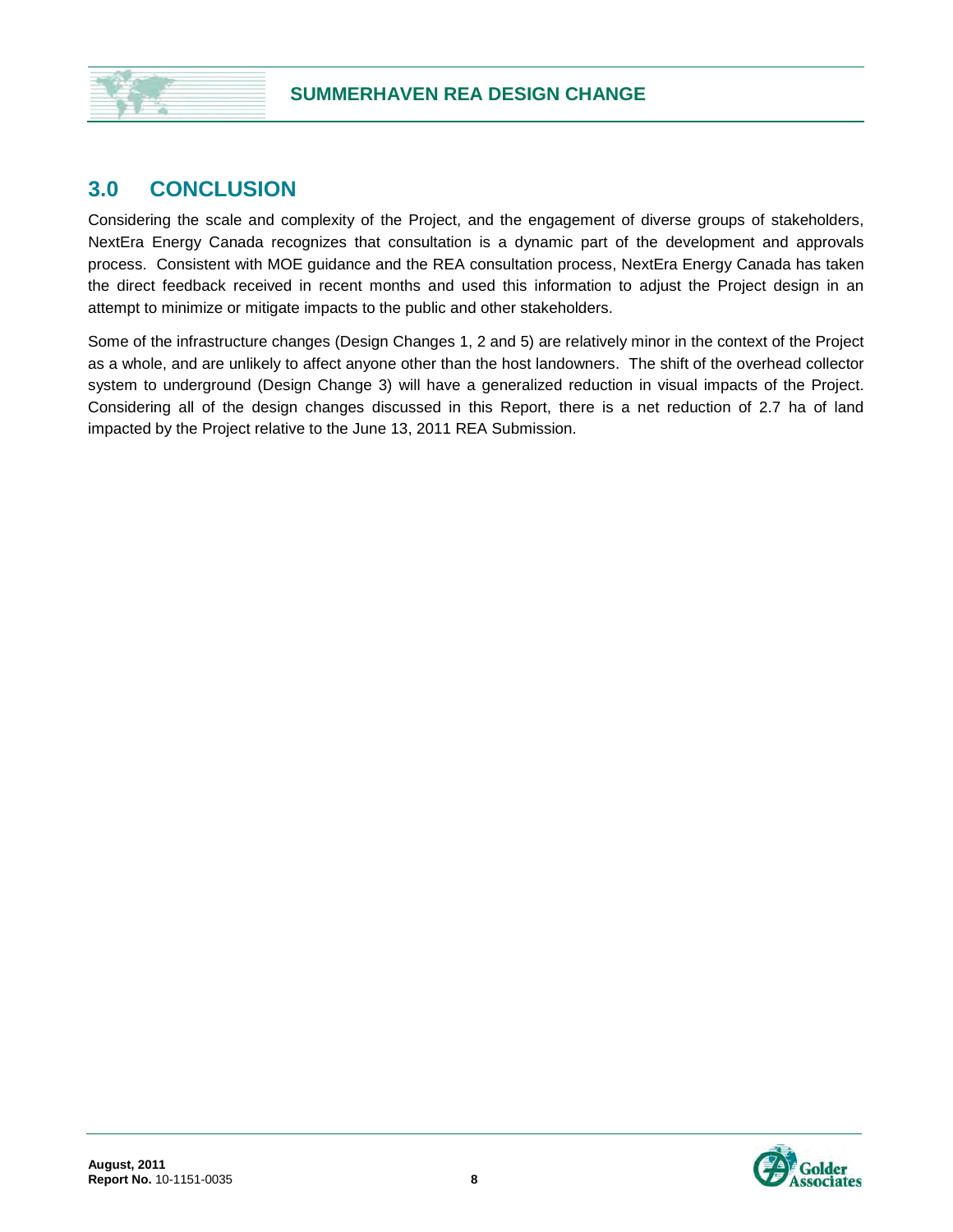## 3.0 CONCLUSION

Considering the scale and complexity of the Project, and the engagement of diverse groups of stakeholders, NextEra Energy Canada recognizes that consultation is a dynamic part of the development and approvals process. Consistent with MOE guidance and the REA consultation process, NextEra Energy Canada has taken the direct feedback received in recent months and used this information to adjust the Project design in an attempt to minimize or mitigate impacts to the public and other stakeholders.

Some of the infrastructure changes (Design Changes 1, 2 and 5) are relatively minor in the context of the Project as a whole, and are unlikely to affect anyone other than the host landowners. The shift of the overhead collector system to underground (Design Change 3) will have a generalized reduction in visual impacts of the Project. Considering all of the design changes discussed in this Report, there is a net reduction of 2.7 ha of land impacted by the Project relative to the June 13, 2011 REA Submission.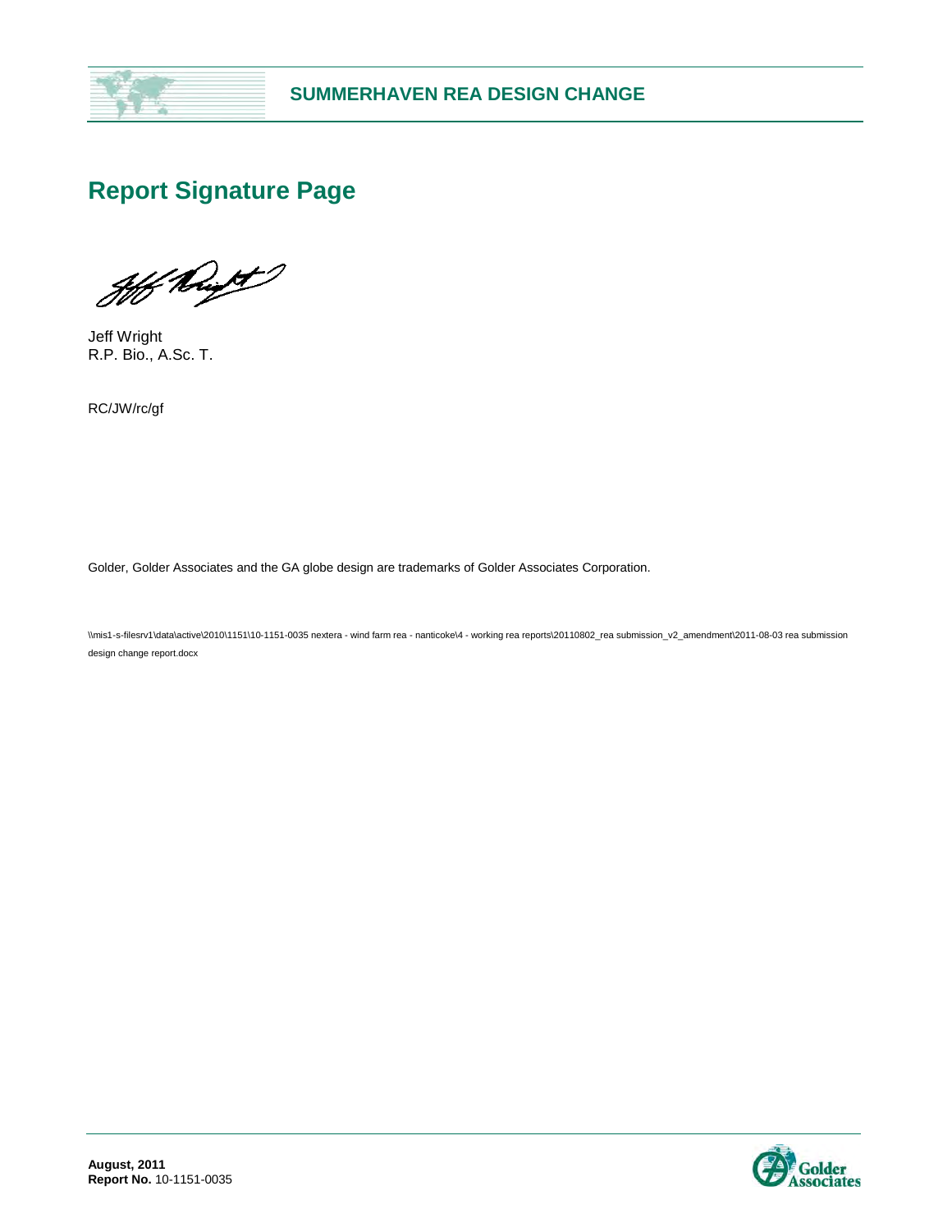# Report Signature Page

Jeff Wright
R.P. Bio., A.Sc. T.

RC/JW/rc/gf

Golder, Golder Associates and the GA globe design are trademarks of Golder Associates Corporation.

\\mis1-s-filesrv1\data\active\2010\1151\10-1151-0035 nextera - wind farm rea - nanticoke\4 - working rea reports\20110802_rea submission_v2_amendment\2011-08-03 rea submission design change report.docx